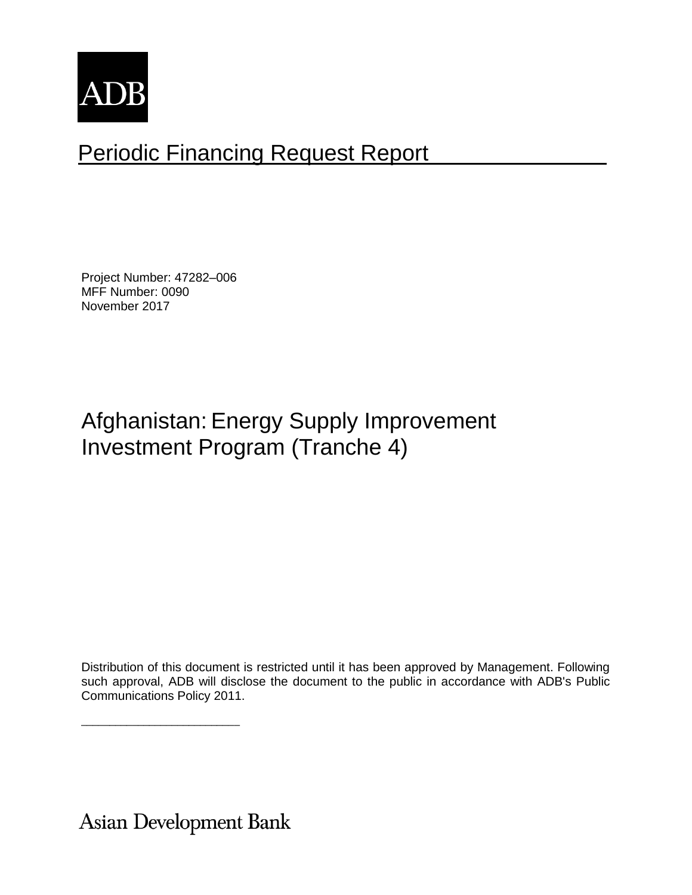ADB

# Periodic Financing Request Report

Project Number: 47282–006
MFF Number: 0090
November 2017

## Afghanistan: Energy Supply Improvement Investment Program (Tranche 4)

Distribution of this document is restricted until it has been approved by Management. Following such approval, ADB will disclose the document to the public in accordance with ADB's Public Communications Policy 2011.

Asian Development Bank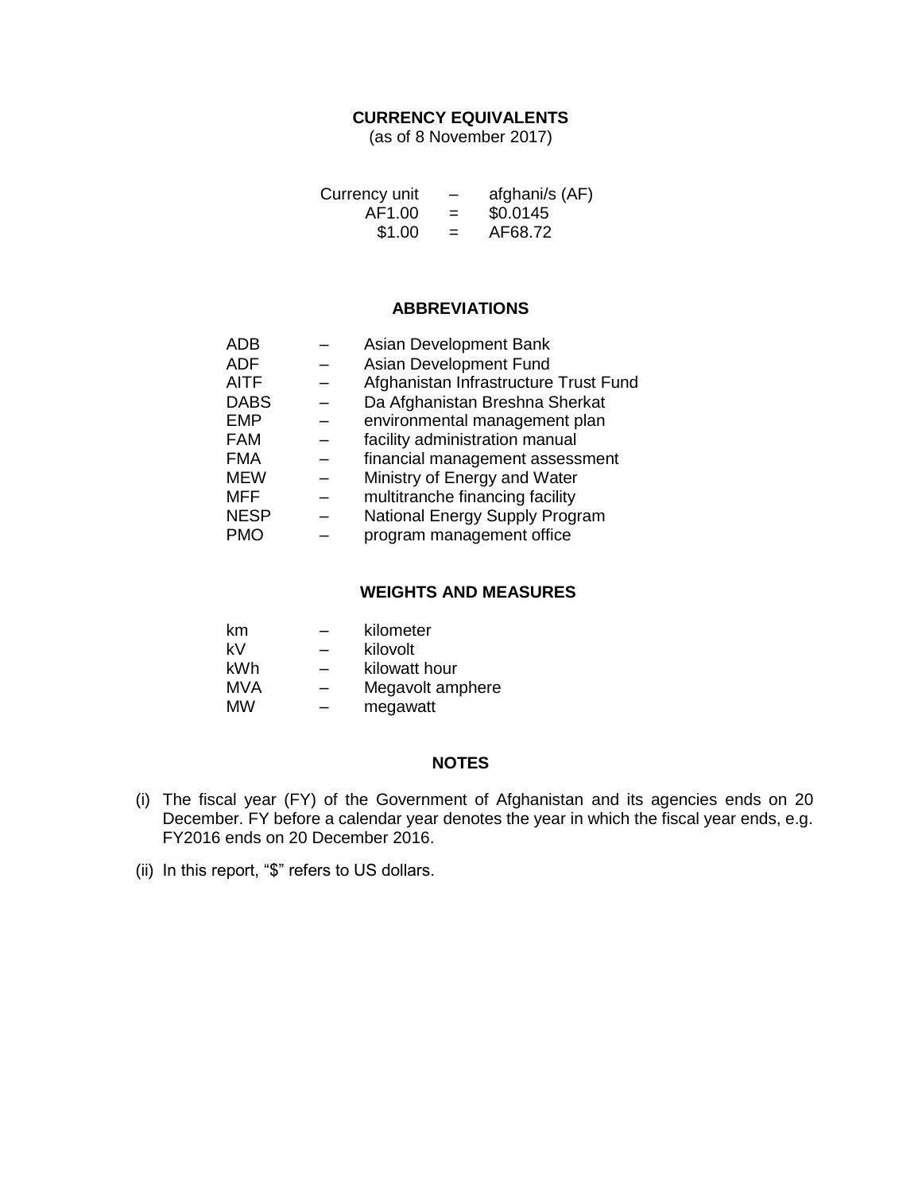## CURRENCY EQUIVALENTS

(as of 8 November 2017)

| | | |
|---|---|---|
| Currency unit | – | afghani/s (AF) |
| AF1.00 | = | $0.0145 |
| $1.00 | = | AF68.72 |

## ABBREVIATIONS

| | | |
|---|---|---|
| ADB | – | Asian Development Bank |
| ADF | – | Asian Development Fund |
| AITF | – | Afghanistan Infrastructure Trust Fund |
| DABS | – | Da Afghanistan Breshna Sherkat |
| EMP | – | environmental management plan |
| FAM | – | facility administration manual |
| FMA | – | financial management assessment |
| MEW | – | Ministry of Energy and Water |
| MFF | – | multitranche financing facility |
| NESP | – | National Energy Supply Program |
| PMO | – | program management office |

## WEIGHTS AND MEASURES

| | | |
|---|---|---|
| km | – | kilometer |
| kV | – | kilovolt |
| kWh | – | kilowatt hour |
| MVA | – | Megavolt amphere |
| MW | – | megawatt |

## NOTES

(i) The fiscal year (FY) of the Government of Afghanistan and its agencies ends on 20 December. FY before a calendar year denotes the year in which the fiscal year ends, e.g. FY2016 ends on 20 December 2016.

(ii) In this report, "$" refers to US dollars.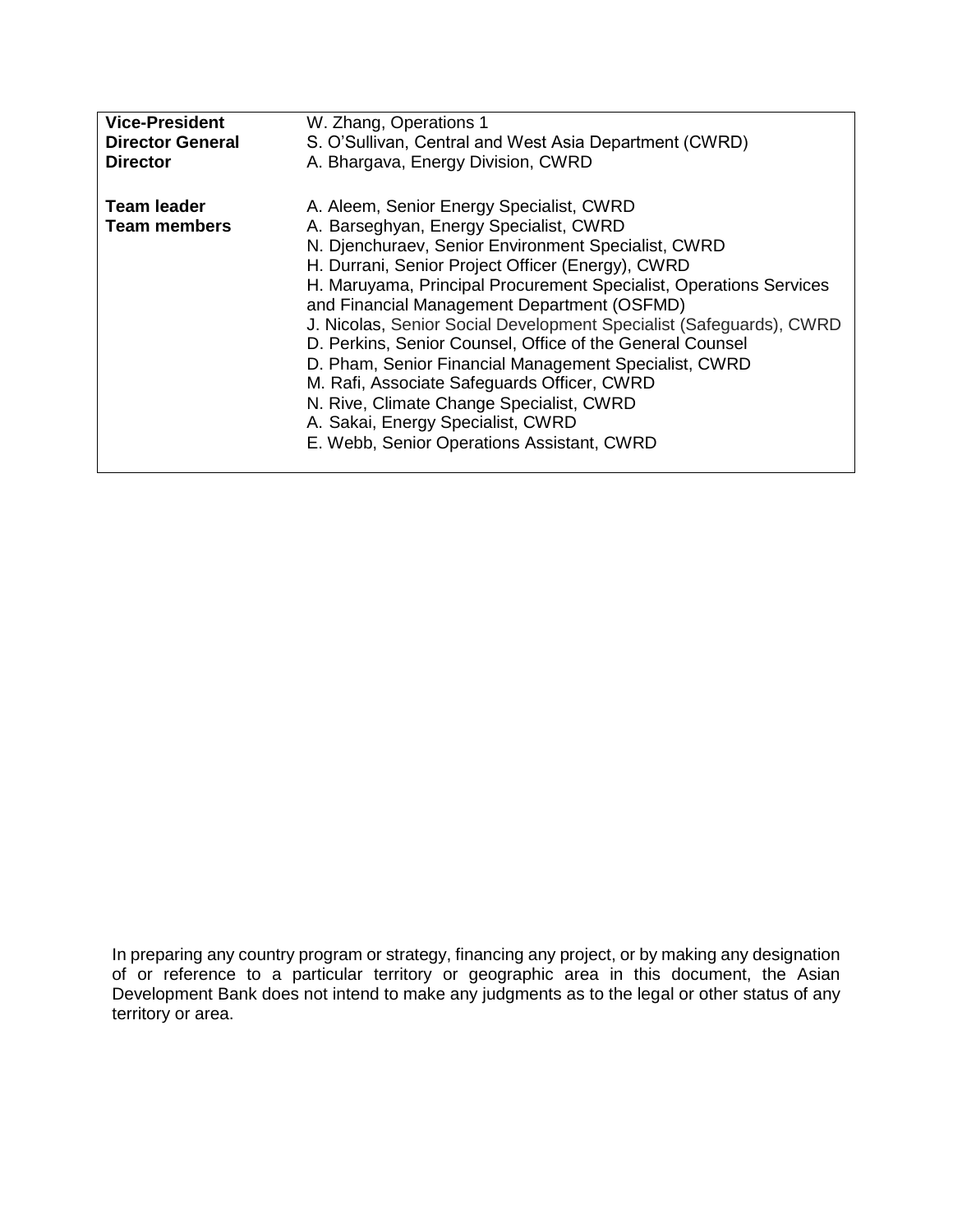| | |
|---|---|
| **Vice-President** | W. Zhang, Operations 1 |
| **Director General** | S. O'Sullivan, Central and West Asia Department (CWRD) |
| **Director** | A. Bhargava, Energy Division, CWRD |
| | |
| **Team leader** | A. Aleem, Senior Energy Specialist, CWRD |
| **Team members** | A. Barseghyan, Energy Specialist, CWRD |
| | N. Djenchuraev, Senior Environment Specialist, CWRD |
| | H. Durrani, Senior Project Officer (Energy), CWRD |
| | H. Maruyama, Principal Procurement Specialist, Operations Services and Financial Management Department (OSFMD) |
| | J. Nicolas, Senior Social Development Specialist (Safeguards), CWRD |
| | D. Perkins, Senior Counsel, Office of the General Counsel |
| | D. Pham, Senior Financial Management Specialist, CWRD |
| | M. Rafi, Associate Safeguards Officer, CWRD |
| | N. Rive, Climate Change Specialist, CWRD |
| | A. Sakai, Energy Specialist, CWRD |
| | E. Webb, Senior Operations Assistant, CWRD |

In preparing any country program or strategy, financing any project, or by making any designation of or reference to a particular territory or geographic area in this document, the Asian Development Bank does not intend to make any judgments as to the legal or other status of any territory or area.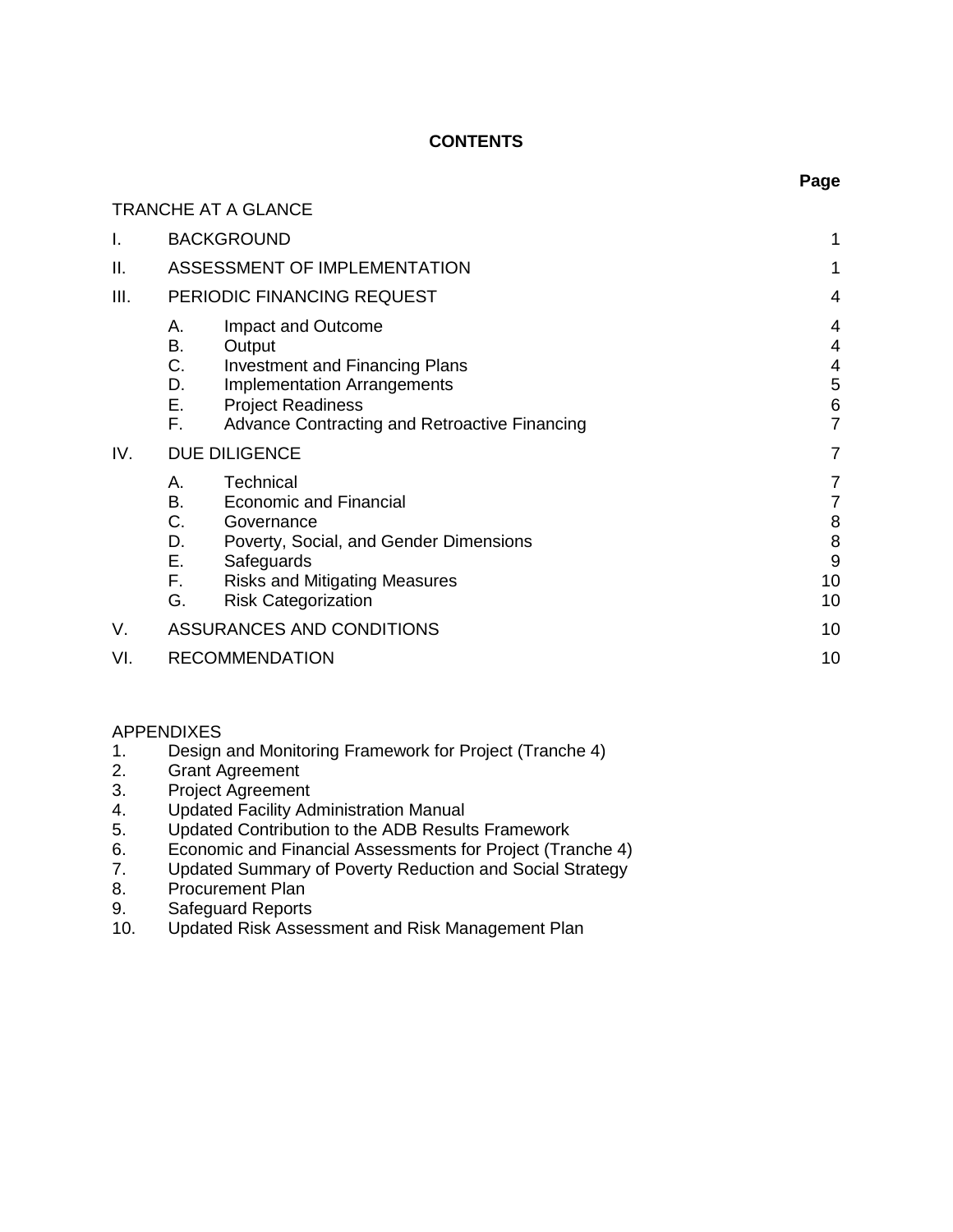# CONTENTS

| | | Page |
|---|---|---|
| TRANCHE AT A GLANCE | | |
| I. | BACKGROUND | 1 |
| II. | ASSESSMENT OF IMPLEMENTATION | 1 |
| III. | PERIODIC FINANCING REQUEST | 4 |
| | A. Impact and Outcome | 4 |
| | B. Output | 4 |
| | C. Investment and Financing Plans | 4 |
| | D. Implementation Arrangements | 5 |
| | E. Project Readiness | 6 |
| | F. Advance Contracting and Retroactive Financing | 7 |
| IV. | DUE DILIGENCE | 7 |
| | A. Technical | 7 |
| | B. Economic and Financial | 7 |
| | C. Governance | 8 |
| | D. Poverty, Social, and Gender Dimensions | 8 |
| | E. Safeguards | 9 |
| | F. Risks and Mitigating Measures | 10 |
| | G. Risk Categorization | 10 |
| V. | ASSURANCES AND CONDITIONS | 10 |
| VI. | RECOMMENDATION | 10 |

APPENDIXES

1. Design and Monitoring Framework for Project (Tranche 4)
2. Grant Agreement
3. Project Agreement
4. Updated Facility Administration Manual
5. Updated Contribution to the ADB Results Framework
6. Economic and Financial Assessments for Project (Tranche 4)
7. Updated Summary of Poverty Reduction and Social Strategy
8. Procurement Plan
9. Safeguard Reports
10. Updated Risk Assessment and Risk Management Plan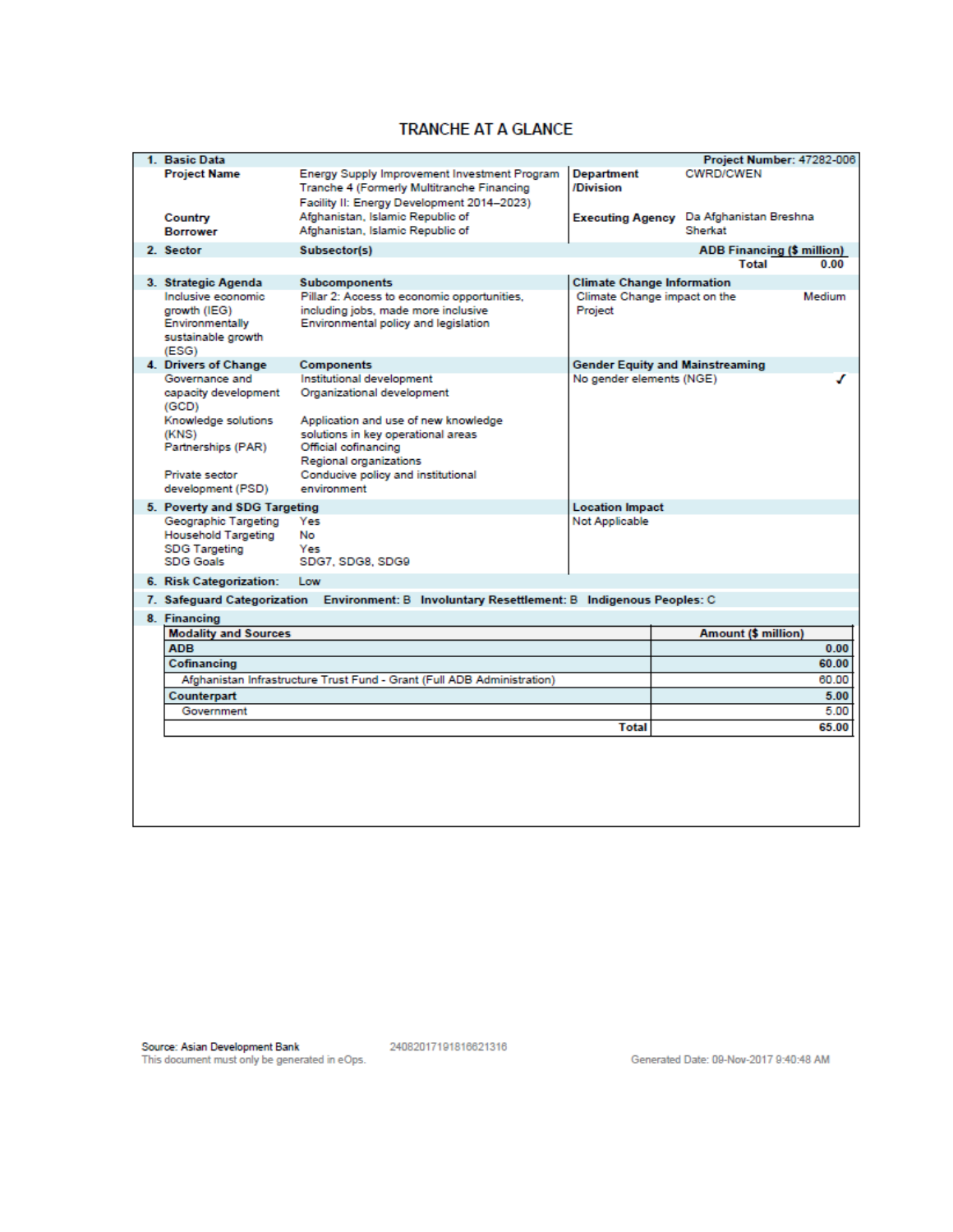# TRANCHE AT A GLANCE

| 1. Basic Data | | | Project Number: 47282-006 |
|---|---|---|---|
| Project Name | Energy Supply Improvement Investment Program Tranche 4 (Formerly Multitranche Financing Facility II: Energy Development 2014–2023) | Department /Division | CWRD/CWEN |
| Country | Afghanistan, Islamic Republic of | Executing Agency | Da Afghanistan Breshna Sherkat |
| Borrower | Afghanistan, Islamic Republic of | | |

| 2. Sector | Subsector(s) | ADB Financing ($ million) | |
|---|---|---|---|
| | | Total | 0.00 |

| 3. Strategic Agenda | Subcomponents | Climate Change Information | |
|---|---|---|---|
| Inclusive economic growth (IEG) | Pillar 2: Access to economic opportunities, including jobs, made more inclusive | Climate Change impact on the Project | Medium |
| Environmentally sustainable growth (ESG) | Environmental policy and legislation | | |

| 4. Drivers of Change | Components | Gender Equity and Mainstreaming | |
|---|---|---|---|
| Governance and capacity development (GCD) | Institutional development<br>Organizational development | No gender elements (NGE) | ✓ |
| Knowledge solutions (KNS) | Application and use of new knowledge solutions in key operational areas | | |
| Partnerships (PAR) | Official cofinancing<br>Regional organizations | | |
| Private sector development (PSD) | Conducive policy and institutional environment | | |

| 5. Poverty and SDG Targeting | | Location Impact |
|---|---|---|
| Geographic Targeting | Yes | Not Applicable |
| Household Targeting | No | |
| SDG Targeting | Yes | |
| SDG Goals | SDG7, SDG8, SDG9 | |

**6. Risk Categorization:** Low

**7. Safeguard Categorization** **Environment:** B **Involuntary Resettlement:** B **Indigenous Peoples:** C

**8. Financing**

| Modality and Sources | Amount ($ million) |
|---|---|
| **ADB** | **0.00** |
| **Cofinancing** | **60.00** |
| Afghanistan Infrastructure Trust Fund - Grant (Full ADB Administration) | 60.00 |
| **Counterpart** | **5.00** |
| Government | 5.00 |
| **Total** | **65.00** |

Source: Asian Development Bank
This document must only be generated in eOps. 24082017191816621316 Generated Date: 09-Nov-2017 9:40:48 AM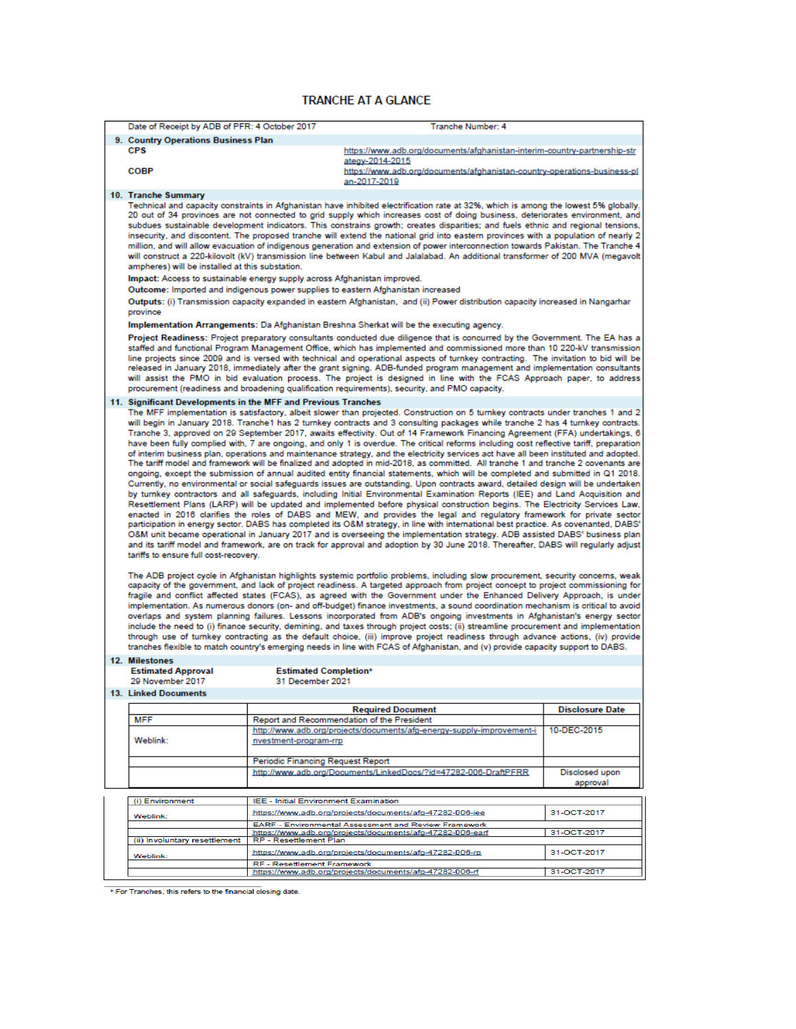# TRANCHE AT A GLANCE

| Date of Receipt by ADB of PFR: 4 October 2017 | Tranche Number: 4 |
|---|---|

**9. Country Operations Business Plan**

| | |
|---|---|
| **CPS** | https://www.adb.org/documents/afghanistan-interim-country-partnership-strategy-2014-2015 |
| **COBP** | https://www.adb.org/documents/afghanistan-country-operations-business-plan-2017-2019 |

**10. Tranche Summary**

Technical and capacity constraints in Afghanistan have inhibited electrification rate at 32%, which is among the lowest 5% globally. 20 out of 34 provinces are not connected to grid supply which increases cost of doing business, deteriorates environment, and subdues sustainable development indicators. This constrains growth; creates disparities; and fuels ethnic and regional tensions, insecurity, and discontent. The proposed tranche will extend the national grid into eastern provinces with a population of nearly 2 million, and will allow evacuation of indigenous generation and extension of power interconnection towards Pakistan. The Tranche 4 will construct a 220-kilovolt (kV) transmission line between Kabul and Jalalabad. An additional transformer of 200 MVA (megavolt ampheres) will be installed at this substation.

**Impact:** Access to sustainable energy supply across Afghanistan improved.

**Outcome:** Imported and indigenous power supplies to eastern Afghanistan increased

**Outputs:** (i) Transmission capacity expanded in eastern Afghanistan, and (ii) Power distribution capacity increased in Nangarhar province

**Implementation Arrangements:** Da Afghanistan Breshna Sherkat will be the executing agency.

**Project Readiness:** Project preparatory consultants conducted due diligence that is concurred by the Government. The EA has a staffed and functional Program Management Office, which has implemented and commissioned more than 10 220-kV transmission line projects since 2009 and is versed with technical and operational aspects of turnkey contracting. The invitation to bid will be released in January 2018, immediately after the grant signing. ADB-funded program management and implementation consultants will assist the PMO in bid evaluation process. The project is designed in line with the FCAS Approach paper, to address procurement (readiness and broadening qualification requirements), security, and PMO capacity.

**11. Significant Developments in the MFF and Previous Tranches**

The MFF implementation is satisfactory, albeit slower than projected. Construction on 5 turnkey contracts under tranches 1 and 2 will begin in January 2018. Tranche1 has 2 turnkey contracts and 3 consulting packages while tranche 2 has 4 turnkey contracts. Tranche 3, approved on 29 September 2017, awaits effectivity. Out of 14 Framework Financing Agreement (FFA) undertakings, 6 have been fully complied with, 7 are ongoing, and only 1 is overdue. The critical reforms including cost reflective tariff, preparation of interim business plan, operations and maintenance strategy, and the electricity services act have all been instituted and adopted. The tariff model and framework will be finalized and adopted in mid-2018, as committed. All tranche 1 and tranche 2 covenants are ongoing, except the submission of annual audited entity financial statements, which will be completed and submitted in Q1 2018. Currently, no environmental or social safeguards issues are outstanding. Upon contracts award, detailed design will be undertaken by turnkey contractors and all safeguards, including Initial Environmental Examination Reports (IEE) and Land Acquisition and Resettlement Plans (LARP) will be updated and implemented before physical construction begins. The Electricity Services Law, enacted in 2016 clarifies the roles of DABS and MEW, and provides the legal and regulatory framework for private sector participation in energy sector. DABS has completed its O&M strategy, in line with international best practice. As covenanted, DABS' O&M unit became operational in January 2017 and is overseeing the implementation strategy. ADB assisted DABS' business plan and its tariff model and framework, are on track for approval and adoption by 30 June 2018. Thereafter, DABS will regularly adjust tariffs to ensure full cost-recovery.

The ADB project cycle in Afghanistan highlights systemic portfolio problems, including slow procurement, security concerns, weak capacity of the government, and lack of project readiness. A targeted approach from project concept to project commissioning for fragile and conflict affected states (FCAS), as agreed with the Government under the Enhanced Delivery Approach, is under implementation. As numerous donors (on- and off-budget) finance investments, a sound coordination mechanism is critical to avoid overlaps and system planning failures. Lessons incorporated from ADB's ongoing investments in Afghanistan's energy sector include the need to (i) finance security, demining, and taxes through project costs; (ii) streamline procurement and implementation through use of turnkey contracting as the default choice, (iii) improve project readiness through advance actions, (iv) provide tranches flexible to match country's emerging needs in line with FCAS of Afghanistan, and (v) provide capacity support to DABS.

**12. Milestones**

| **Estimated Approval** | **Estimated Completion*** |
|---|---|
| 29 November 2017 | 31 December 2021 |

**13. Linked Documents**

| | **Required Document** | **Disclosure Date** |
|---|---|---|
| MFF | Report and Recommendation of the President | |
| Weblink: | http://www.adb.org/projects/documents/afg-energy-supply-improvement-investment-program-rrp | 10-DEC-2015 |
| | Periodic Financing Request Report | |
| | http://www.adb.org/Documents/LinkedDocs/?id=47282-006-DraftPFRR | Disclosed upon approval |
| (i) Environment | IEE - Initial Environment Examination | |
| Weblink: | https://www.adb.org/projects/documents/afg-47282-006-iee | 31-OCT-2017 |
| | EARF - Environmental Assessment and Review Framework | |
| | https://www.adb.org/projects/documents/afg-47282-006-earf | 31-OCT-2017 |
| (ii) Involuntary resettlement | RP - Resettlement Plan | |
| Weblink: | https://www.adb.org/projects/documents/afg-47282-006-rp | 31-OCT-2017 |
| | RF - Resettlement Framework | |
| | https://www.adb.org/projects/documents/afg-47282-006-rf | 31-OCT-2017 |

\* For Tranches, this refers to the financial closing date.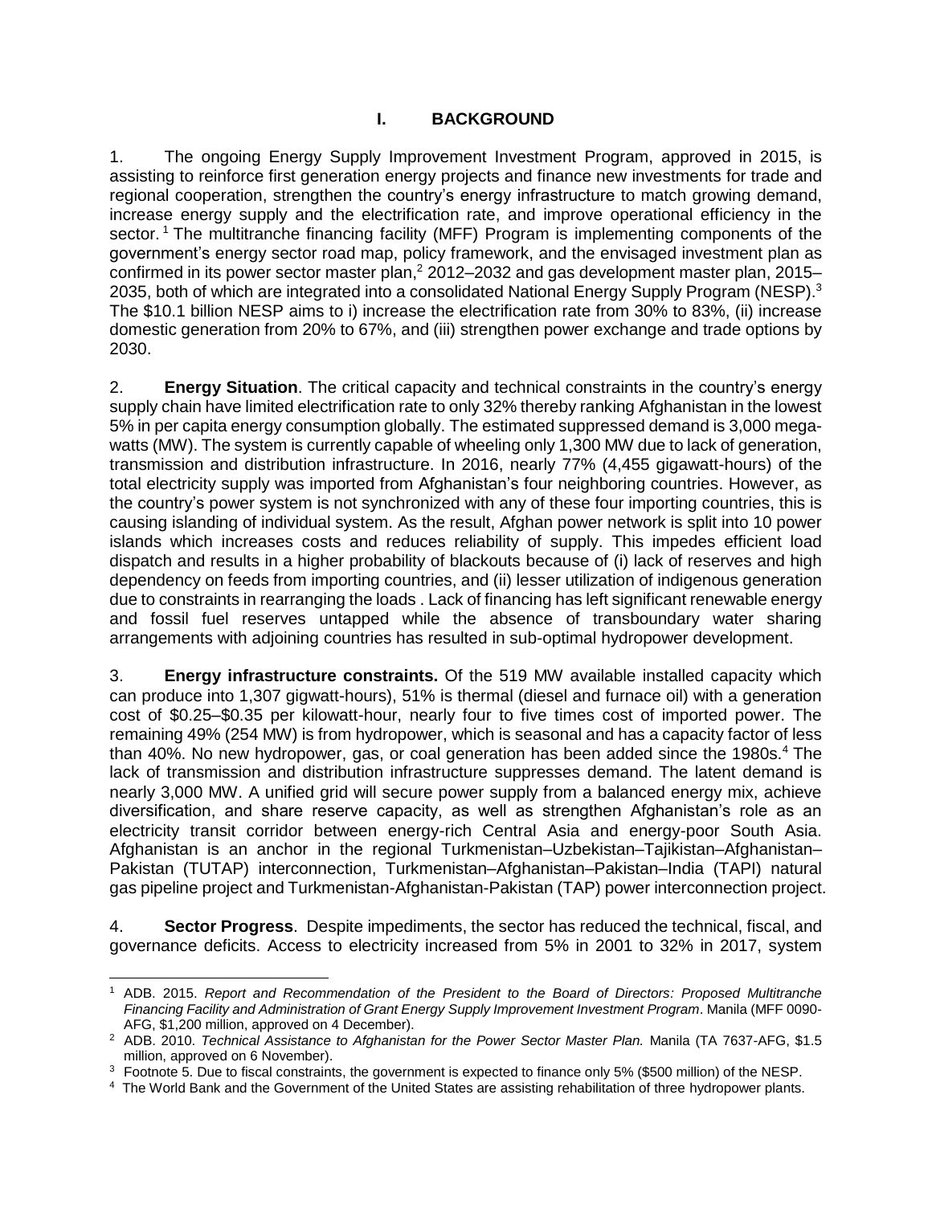# I. BACKGROUND

1. The ongoing Energy Supply Improvement Investment Program, approved in 2015, is assisting to reinforce first generation energy projects and finance new investments for trade and regional cooperation, strengthen the country's energy infrastructure to match growing demand, increase energy supply and the electrification rate, and improve operational efficiency in the sector.[1] The multitranche financing facility (MFF) Program is implementing components of the government's energy sector road map, policy framework, and the envisaged investment plan as confirmed in its power sector master plan,[2] 2012–2032 and gas development master plan, 2015–2035, both of which are integrated into a consolidated National Energy Supply Program (NESP).[3] The $10.1 billion NESP aims to i) increase the electrification rate from 30% to 83%, (ii) increase domestic generation from 20% to 67%, and (iii) strengthen power exchange and trade options by 2030.

2. **Energy Situation**. The critical capacity and technical constraints in the country's energy supply chain have limited electrification rate to only 32% thereby ranking Afghanistan in the lowest 5% in per capita energy consumption globally. The estimated suppressed demand is 3,000 megawatts (MW). The system is currently capable of wheeling only 1,300 MW due to lack of generation, transmission and distribution infrastructure. In 2016, nearly 77% (4,455 gigawatt-hours) of the total electricity supply was imported from Afghanistan's four neighboring countries. However, as the country's power system is not synchronized with any of these four importing countries, this is causing islanding of individual system. As the result, Afghan power network is split into 10 power islands which increases costs and reduces reliability of supply. This impedes efficient load dispatch and results in a higher probability of blackouts because of (i) lack of reserves and high dependency on feeds from importing countries, and (ii) lesser utilization of indigenous generation due to constraints in rearranging the loads . Lack of financing has left significant renewable energy and fossil fuel reserves untapped while the absence of transboundary water sharing arrangements with adjoining countries has resulted in sub-optimal hydropower development.

3. **Energy infrastructure constraints.** Of the 519 MW available installed capacity which can produce into 1,307 gigwatt-hours), 51% is thermal (diesel and furnace oil) with a generation cost of $0.25–$0.35 per kilowatt-hour, nearly four to five times cost of imported power. The remaining 49% (254 MW) is from hydropower, which is seasonal and has a capacity factor of less than 40%. No new hydropower, gas, or coal generation has been added since the 1980s.[4] The lack of transmission and distribution infrastructure suppresses demand. The latent demand is nearly 3,000 MW. A unified grid will secure power supply from a balanced energy mix, achieve diversification, and share reserve capacity, as well as strengthen Afghanistan's role as an electricity transit corridor between energy-rich Central Asia and energy-poor South Asia. Afghanistan is an anchor in the regional Turkmenistan–Uzbekistan–Tajikistan–Afghanistan–Pakistan (TUTAP) interconnection, Turkmenistan–Afghanistan–Pakistan–India (TAPI) natural gas pipeline project and Turkmenistan-Afghanistan-Pakistan (TAP) power interconnection project.

4. **Sector Progress**. Despite impediments, the sector has reduced the technical, fiscal, and governance deficits. Access to electricity increased from 5% in 2001 to 32% in 2017, system

---

[1] ADB. 2015. *Report and Recommendation of the President to the Board of Directors: Proposed Multitranche Financing Facility and Administration of Grant Energy Supply Improvement Investment Program*. Manila (MFF 0090-AFG, $1,200 million, approved on 4 December).

[2] ADB. 2010. *Technical Assistance to Afghanistan for the Power Sector Master Plan.* Manila (TA 7637-AFG, $1.5 million, approved on 6 November).

[3] Footnote 5. Due to fiscal constraints, the government is expected to finance only 5% ($500 million) of the NESP.

[4] The World Bank and the Government of the United States are assisting rehabilitation of three hydropower plants.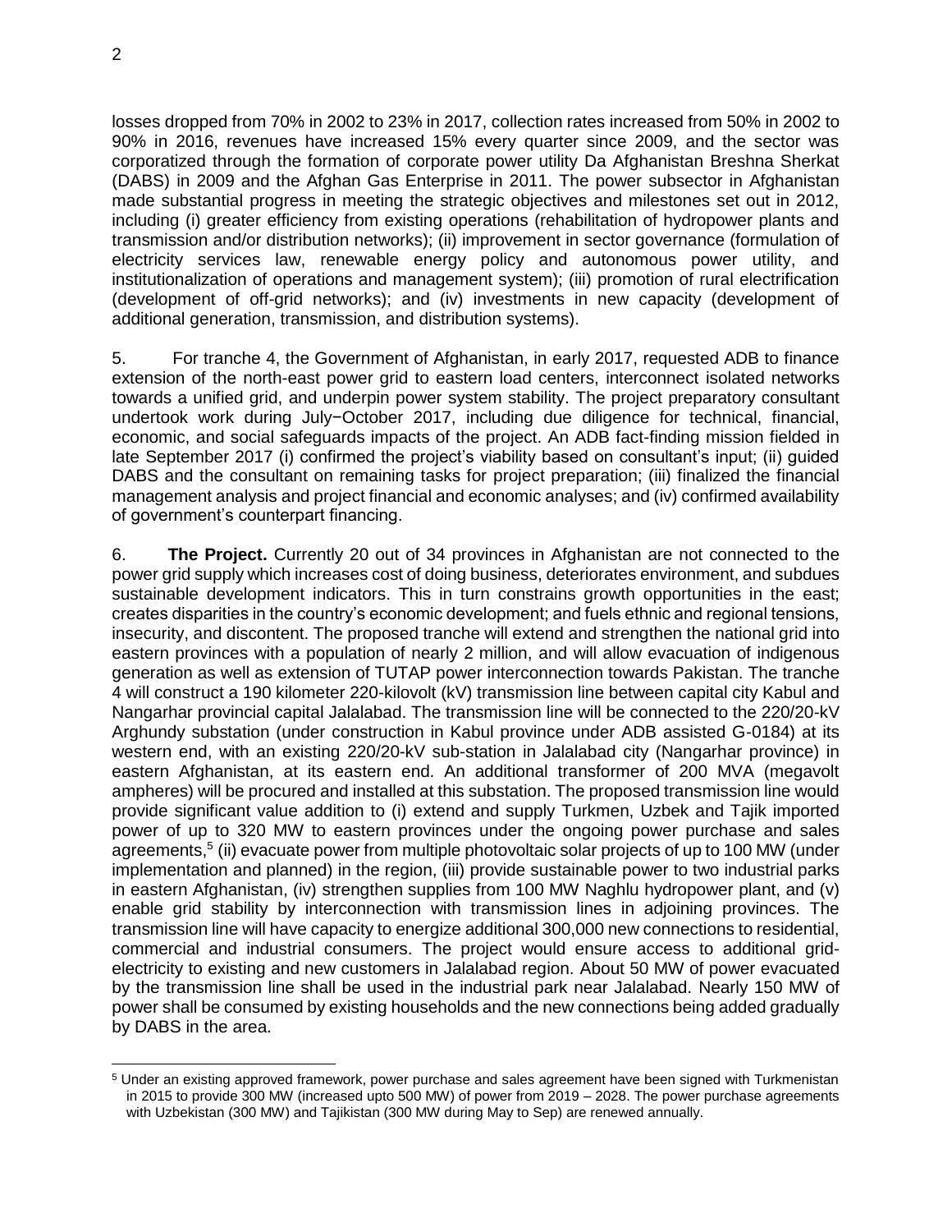losses dropped from 70% in 2002 to 23% in 2017, collection rates increased from 50% in 2002 to 90% in 2016, revenues have increased 15% every quarter since 2009, and the sector was corporatized through the formation of corporate power utility Da Afghanistan Breshna Sherkat (DABS) in 2009 and the Afghan Gas Enterprise in 2011. The power subsector in Afghanistan made substantial progress in meeting the strategic objectives and milestones set out in 2012, including (i) greater efficiency from existing operations (rehabilitation of hydropower plants and transmission and/or distribution networks); (ii) improvement in sector governance (formulation of electricity services law, renewable energy policy and autonomous power utility, and institutionalization of operations and management system); (iii) promotion of rural electrification (development of off-grid networks); and (iv) investments in new capacity (development of additional generation, transmission, and distribution systems).

5. For tranche 4, the Government of Afghanistan, in early 2017, requested ADB to finance extension of the north-east power grid to eastern load centers, interconnect isolated networks towards a unified grid, and underpin power system stability. The project preparatory consultant undertook work during July−October 2017, including due diligence for technical, financial, economic, and social safeguards impacts of the project. An ADB fact-finding mission fielded in late September 2017 (i) confirmed the project's viability based on consultant's input; (ii) guided DABS and the consultant on remaining tasks for project preparation; (iii) finalized the financial management analysis and project financial and economic analyses; and (iv) confirmed availability of government's counterpart financing.

6. **The Project.** Currently 20 out of 34 provinces in Afghanistan are not connected to the power grid supply which increases cost of doing business, deteriorates environment, and subdues sustainable development indicators. This in turn constrains growth opportunities in the east; creates disparities in the country's economic development; and fuels ethnic and regional tensions, insecurity, and discontent. The proposed tranche will extend and strengthen the national grid into eastern provinces with a population of nearly 2 million, and will allow evacuation of indigenous generation as well as extension of TUTAP power interconnection towards Pakistan. The tranche 4 will construct a 190 kilometer 220-kilovolt (kV) transmission line between capital city Kabul and Nangarhar provincial capital Jalalabad. The transmission line will be connected to the 220/20-kV Arghundy substation (under construction in Kabul province under ADB assisted G-0184) at its western end, with an existing 220/20-kV sub-station in Jalalabad city (Nangarhar province) in eastern Afghanistan, at its eastern end. An additional transformer of 200 MVA (megavolt ampheres) will be procured and installed at this substation. The proposed transmission line would provide significant value addition to (i) extend and supply Turkmen, Uzbek and Tajik imported power of up to 320 MW to eastern provinces under the ongoing power purchase and sales agreements,[5] (ii) evacuate power from multiple photovoltaic solar projects of up to 100 MW (under implementation and planned) in the region, (iii) provide sustainable power to two industrial parks in eastern Afghanistan, (iv) strengthen supplies from 100 MW Naghlu hydropower plant, and (v) enable grid stability by interconnection with transmission lines in adjoining provinces. The transmission line will have capacity to energize additional 300,000 new connections to residential, commercial and industrial consumers. The project would ensure access to additional grid-electricity to existing and new customers in Jalalabad region. About 50 MW of power evacuated by the transmission line shall be used in the industrial park near Jalalabad. Nearly 150 MW of power shall be consumed by existing households and the new connections being added gradually by DABS in the area.

[5] Under an existing approved framework, power purchase and sales agreement have been signed with Turkmenistan in 2015 to provide 300 MW (increased upto 500 MW) of power from 2019 – 2028. The power purchase agreements with Uzbekistan (300 MW) and Tajikistan (300 MW during May to Sep) are renewed annually.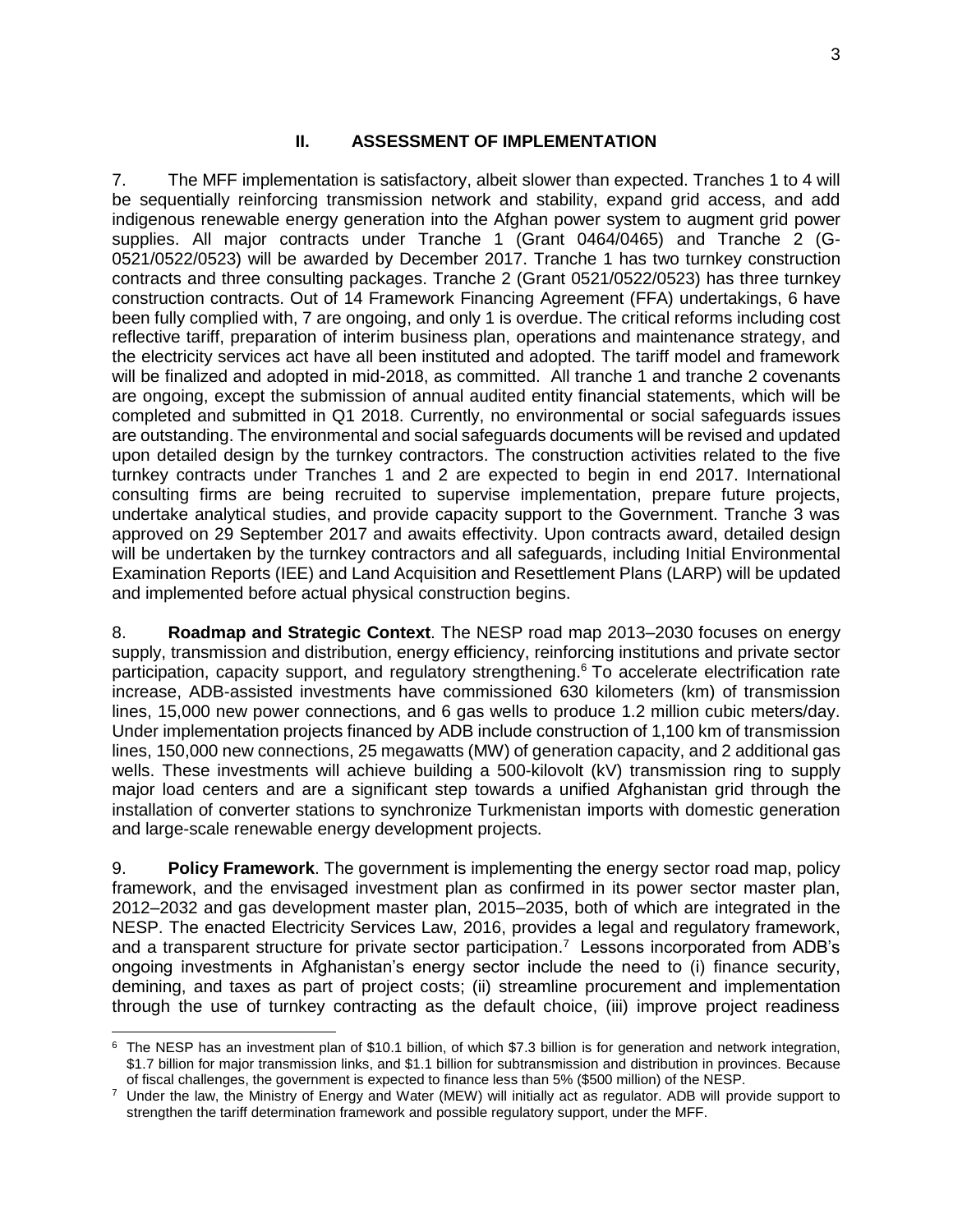## II. ASSESSMENT OF IMPLEMENTATION

7. The MFF implementation is satisfactory, albeit slower than expected. Tranches 1 to 4 will be sequentially reinforcing transmission network and stability, expand grid access, and add indigenous renewable energy generation into the Afghan power system to augment grid power supplies. All major contracts under Tranche 1 (Grant 0464/0465) and Tranche 2 (G-0521/0522/0523) will be awarded by December 2017. Tranche 1 has two turnkey construction contracts and three consulting packages. Tranche 2 (Grant 0521/0522/0523) has three turnkey construction contracts. Out of 14 Framework Financing Agreement (FFA) undertakings, 6 have been fully complied with, 7 are ongoing, and only 1 is overdue. The critical reforms including cost reflective tariff, preparation of interim business plan, operations and maintenance strategy, and the electricity services act have all been instituted and adopted. The tariff model and framework will be finalized and adopted in mid-2018, as committed. All tranche 1 and tranche 2 covenants are ongoing, except the submission of annual audited entity financial statements, which will be completed and submitted in Q1 2018. Currently, no environmental or social safeguards issues are outstanding. The environmental and social safeguards documents will be revised and updated upon detailed design by the turnkey contractors. The construction activities related to the five turnkey contracts under Tranches 1 and 2 are expected to begin in end 2017. International consulting firms are being recruited to supervise implementation, prepare future projects, undertake analytical studies, and provide capacity support to the Government. Tranche 3 was approved on 29 September 2017 and awaits effectivity. Upon contracts award, detailed design will be undertaken by the turnkey contractors and all safeguards, including Initial Environmental Examination Reports (IEE) and Land Acquisition and Resettlement Plans (LARP) will be updated and implemented before actual physical construction begins.

8. **Roadmap and Strategic Context**. The NESP road map 2013–2030 focuses on energy supply, transmission and distribution, energy efficiency, reinforcing institutions and private sector participation, capacity support, and regulatory strengthening.[6] To accelerate electrification rate increase, ADB-assisted investments have commissioned 630 kilometers (km) of transmission lines, 15,000 new power connections, and 6 gas wells to produce 1.2 million cubic meters/day. Under implementation projects financed by ADB include construction of 1,100 km of transmission lines, 150,000 new connections, 25 megawatts (MW) of generation capacity, and 2 additional gas wells. These investments will achieve building a 500-kilovolt (kV) transmission ring to supply major load centers and are a significant step towards a unified Afghanistan grid through the installation of converter stations to synchronize Turkmenistan imports with domestic generation and large-scale renewable energy development projects.

9. **Policy Framework**. The government is implementing the energy sector road map, policy framework, and the envisaged investment plan as confirmed in its power sector master plan, 2012–2032 and gas development master plan, 2015–2035, both of which are integrated in the NESP. The enacted Electricity Services Law, 2016, provides a legal and regulatory framework, and a transparent structure for private sector participation.[7] Lessons incorporated from ADB's ongoing investments in Afghanistan's energy sector include the need to (i) finance security, demining, and taxes as part of project costs; (ii) streamline procurement and implementation through the use of turnkey contracting as the default choice, (iii) improve project readiness

---

[6] The NESP has an investment plan of $10.1 billion, of which $7.3 billion is for generation and network integration, $1.7 billion for major transmission links, and $1.1 billion for subtransmission and distribution in provinces. Because of fiscal challenges, the government is expected to finance less than 5% ($500 million) of the NESP.

[7] Under the law, the Ministry of Energy and Water (MEW) will initially act as regulator. ADB will provide support to strengthen the tariff determination framework and possible regulatory support, under the MFF.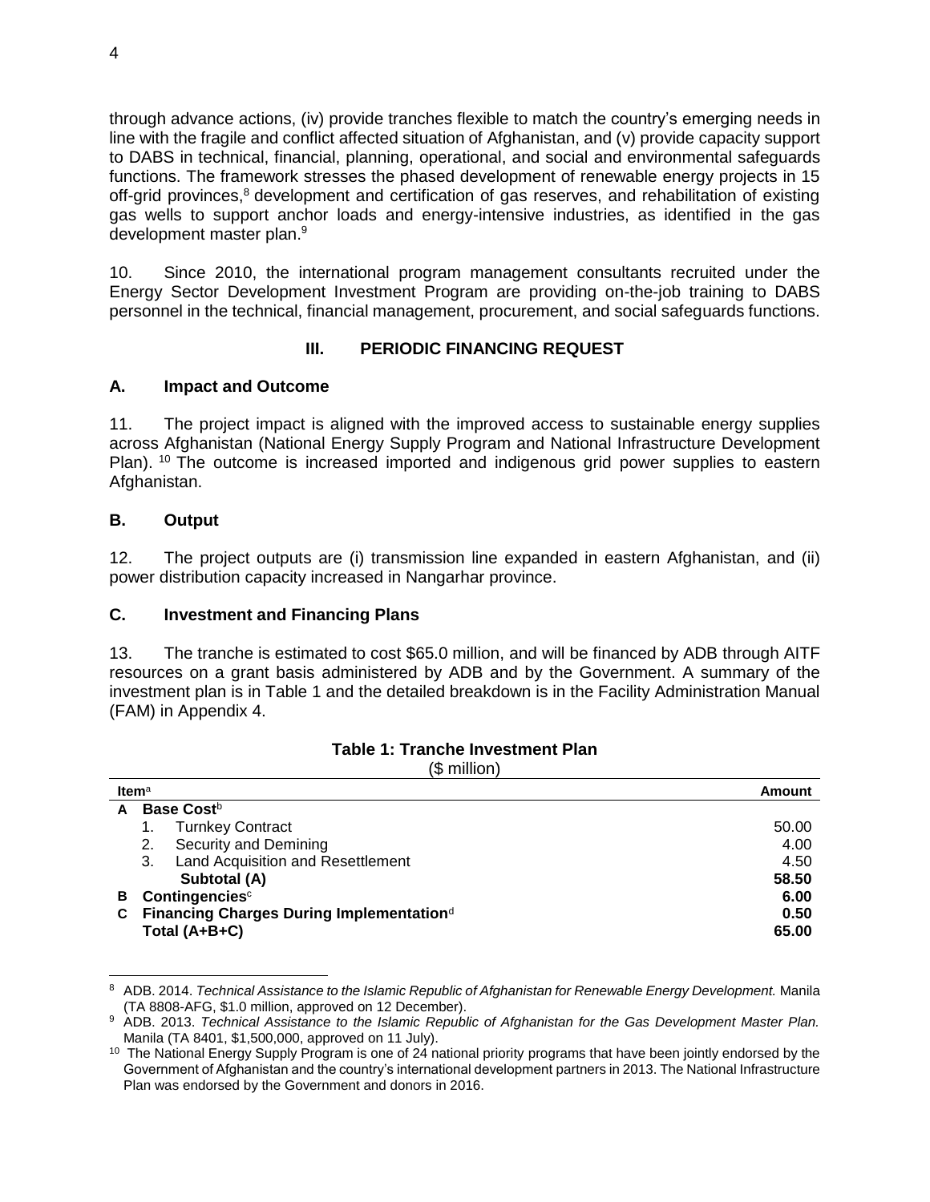through advance actions, (iv) provide tranches flexible to match the country's emerging needs in line with the fragile and conflict affected situation of Afghanistan, and (v) provide capacity support to DABS in technical, financial, planning, operational, and social and environmental safeguards functions. The framework stresses the phased development of renewable energy projects in 15 off-grid provinces,[8] development and certification of gas reserves, and rehabilitation of existing gas wells to support anchor loads and energy-intensive industries, as identified in the gas development master plan.[9]

10. Since 2010, the international program management consultants recruited under the Energy Sector Development Investment Program are providing on-the-job training to DABS personnel in the technical, financial management, procurement, and social safeguards functions.

## III. PERIODIC FINANCING REQUEST

### A. Impact and Outcome

11. The project impact is aligned with the improved access to sustainable energy supplies across Afghanistan (National Energy Supply Program and National Infrastructure Development Plan). [10] The outcome is increased imported and indigenous grid power supplies to eastern Afghanistan.

### B. Output

12. The project outputs are (i) transmission line expanded in eastern Afghanistan, and (ii) power distribution capacity increased in Nangarhar province.

### C. Investment and Financing Plans

13. The tranche is estimated to cost $65.0 million, and will be financed by ADB through AITF resources on a grant basis administered by ADB and by the Government. A summary of the investment plan is in Table 1 and the detailed breakdown is in the Facility Administration Manual (FAM) in Appendix 4.

**Table 1: Tranche Investment Plan**

($ million)

| Item[a] | Amount |
|---|---|
| **A Base Cost**[b] | |
| 1. Turnkey Contract | 50.00 |
| 2. Security and Demining | 4.00 |
| 3. Land Acquisition and Resettlement | 4.50 |
| **Subtotal (A)** | **58.50** |
| **B Contingencies**[c] | **6.00** |
| **C Financing Charges During Implementation**[d] | **0.50** |
| **Total (A+B+C)** | **65.00** |

[8] ADB. 2014. *Technical Assistance to the Islamic Republic of Afghanistan for Renewable Energy Development.* Manila (TA 8808-AFG, $1.0 million, approved on 12 December).

[9] ADB. 2013. *Technical Assistance to the Islamic Republic of Afghanistan for the Gas Development Master Plan.* Manila (TA 8401, $1,500,000, approved on 11 July).

[10] The National Energy Supply Program is one of 24 national priority programs that have been jointly endorsed by the Government of Afghanistan and the country's international development partners in 2013. The National Infrastructure Plan was endorsed by the Government and donors in 2016.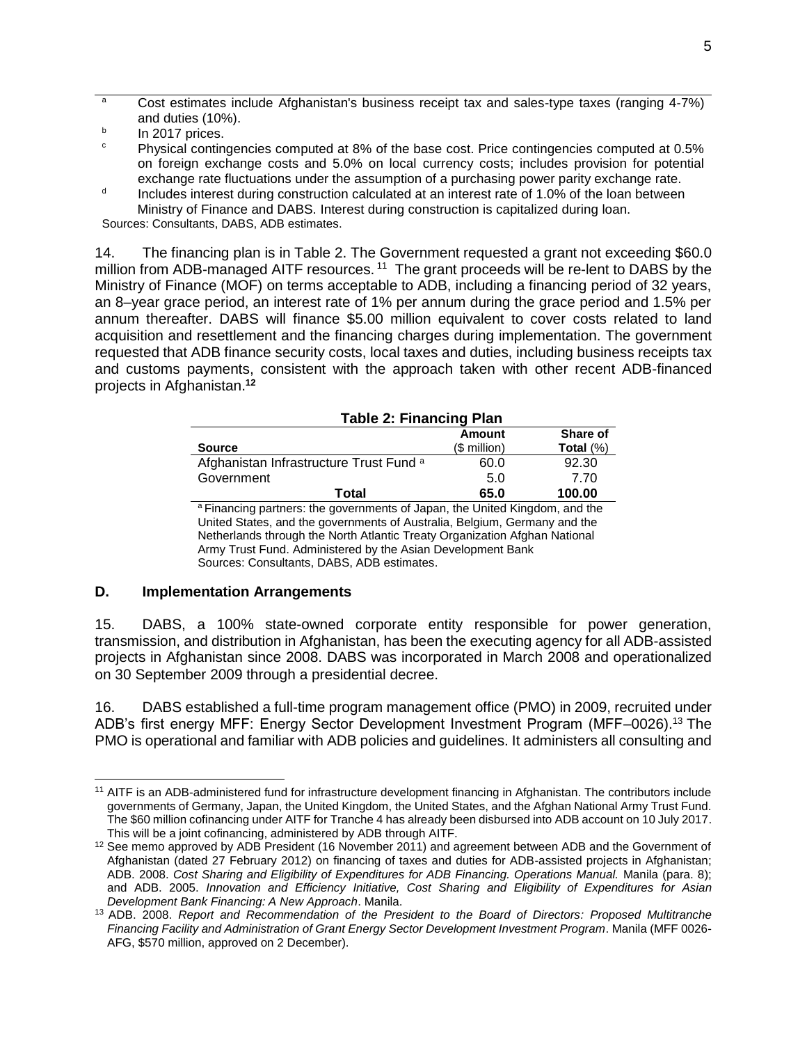[a] Cost estimates include Afghanistan's business receipt tax and sales-type taxes (ranging 4-7%) and duties (10%).

[b] In 2017 prices.

[c] Physical contingencies computed at 8% of the base cost. Price contingencies computed at 0.5% on foreign exchange costs and 5.0% on local currency costs; includes provision for potential exchange rate fluctuations under the assumption of a purchasing power parity exchange rate.

[d] Includes interest during construction calculated at an interest rate of 1.0% of the loan between Ministry of Finance and DABS. Interest during construction is capitalized during loan.

Sources: Consultants, DABS, ADB estimates.

14. The financing plan is in Table 2. The Government requested a grant not exceeding $60.0 million from ADB-managed AITF resources.[11] The grant proceeds will be re-lent to DABS by the Ministry of Finance (MOF) on terms acceptable to ADB, including a financing period of 32 years, an 8–year grace period, an interest rate of 1% per annum during the grace period and 1.5% per annum thereafter. DABS will finance $5.00 million equivalent to cover costs related to land acquisition and resettlement and the financing charges during implementation. The government requested that ADB finance security costs, local taxes and duties, including business receipts tax and customs payments, consistent with the approach taken with other recent ADB-financed projects in Afghanistan.[12]

**Table 2: Financing Plan**

| Source | Amount ($ million) | Share of Total (%) |
|---|---|---|
| Afghanistan Infrastructure Trust Fund [a] | 60.0 | 92.30 |
| Government | 5.0 | 7.70 |
| **Total** | **65.0** | **100.00** |

[a] Financing partners: the governments of Japan, the United Kingdom, and the United States, and the governments of Australia, Belgium, Germany and the Netherlands through the North Atlantic Treaty Organization Afghan National Army Trust Fund. Administered by the Asian Development Bank

Sources: Consultants, DABS, ADB estimates.

### D. Implementation Arrangements

15. DABS, a 100% state-owned corporate entity responsible for power generation, transmission, and distribution in Afghanistan, has been the executing agency for all ADB-assisted projects in Afghanistan since 2008. DABS was incorporated in March 2008 and operationalized on 30 September 2009 through a presidential decree.

16. DABS established a full-time program management office (PMO) in 2009, recruited under ADB's first energy MFF: Energy Sector Development Investment Program (MFF–0026).[13] The PMO is operational and familiar with ADB policies and guidelines. It administers all consulting and

---

[11] AITF is an ADB-administered fund for infrastructure development financing in Afghanistan. The contributors include governments of Germany, Japan, the United Kingdom, the United States, and the Afghan National Army Trust Fund. The $60 million cofinancing under AITF for Tranche 4 has already been disbursed into ADB account on 10 July 2017. This will be a joint cofinancing, administered by ADB through AITF.

[12] See memo approved by ADB President (16 November 2011) and agreement between ADB and the Government of Afghanistan (dated 27 February 2012) on financing of taxes and duties for ADB-assisted projects in Afghanistan; ADB. 2008. *Cost Sharing and Eligibility of Expenditures for ADB Financing. Operations Manual.* Manila (para. 8); and ADB. 2005. *Innovation and Efficiency Initiative, Cost Sharing and Eligibility of Expenditures for Asian Development Bank Financing: A New Approach*. Manila.

[13] ADB. 2008. *Report and Recommendation of the President to the Board of Directors: Proposed Multitranche Financing Facility and Administration of Grant Energy Sector Development Investment Program*. Manila (MFF 0026-AFG, $570 million, approved on 2 December).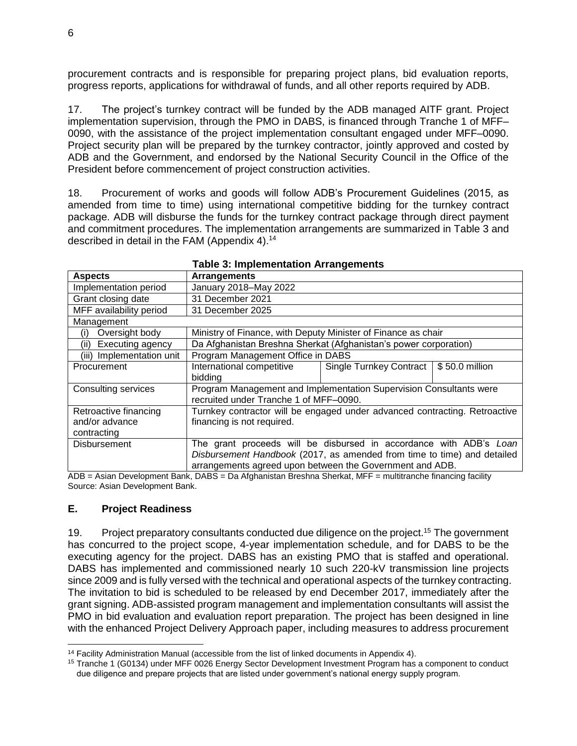procurement contracts and is responsible for preparing project plans, bid evaluation reports, progress reports, applications for withdrawal of funds, and all other reports required by ADB.

17. The project's turnkey contract will be funded by the ADB managed AITF grant. Project implementation supervision, through the PMO in DABS, is financed through Tranche 1 of MFF–0090, with the assistance of the project implementation consultant engaged under MFF–0090. Project security plan will be prepared by the turnkey contractor, jointly approved and costed by ADB and the Government, and endorsed by the National Security Council in the Office of the President before commencement of project construction activities.

18. Procurement of works and goods will follow ADB's Procurement Guidelines (2015, as amended from time to time) using international competitive bidding for the turnkey contract package. ADB will disburse the funds for the turnkey contract package through direct payment and commitment procedures. The implementation arrangements are summarized in Table 3 and described in detail in the FAM (Appendix 4).[14]

**Table 3: Implementation Arrangements**

| **Aspects** | **Arrangements** | | |
|---|---|---|---|
| Implementation period | January 2018–May 2022 | | |
| Grant closing date | 31 December 2021 | | |
| MFF availability period | 31 December 2025 | | |
| Management | | | |
| (i) Oversight body | Ministry of Finance, with Deputy Minister of Finance as chair | | |
| (ii) Executing agency | Da Afghanistan Breshna Sherkat (Afghanistan's power corporation) | | |
| (iii) Implementation unit | Program Management Office in DABS | | |
| Procurement | International competitive bidding | Single Turnkey Contract | $ 50.0 million |
| Consulting services | Program Management and Implementation Supervision Consultants were recruited under Tranche 1 of MFF–0090. | | |
| Retroactive financing and/or advance contracting | Turnkey contractor will be engaged under advanced contracting. Retroactive financing is not required. | | |
| Disbursement | The grant proceeds will be disbursed in accordance with ADB's *Loan Disbursement Handbook* (2017, as amended from time to time) and detailed arrangements agreed upon between the Government and ADB. | | |

ADB = Asian Development Bank, DABS = Da Afghanistan Breshna Sherkat, MFF = multitranche financing facility
Source: Asian Development Bank.

## E. Project Readiness

19. Project preparatory consultants conducted due diligence on the project.[15] The government has concurred to the project scope, 4-year implementation schedule, and for DABS to be the executing agency for the project. DABS has an existing PMO that is staffed and operational. DABS has implemented and commissioned nearly 10 such 220-kV transmission line projects since 2009 and is fully versed with the technical and operational aspects of the turnkey contracting. The invitation to bid is scheduled to be released by end December 2017, immediately after the grant signing. ADB-assisted program management and implementation consultants will assist the PMO in bid evaluation and evaluation report preparation. The project has been designed in line with the enhanced Project Delivery Approach paper, including measures to address procurement

[14] Facility Administration Manual (accessible from the list of linked documents in Appendix 4).

[15] Tranche 1 (G0134) under MFF 0026 Energy Sector Development Investment Program has a component to conduct due diligence and prepare projects that are listed under government's national energy supply program.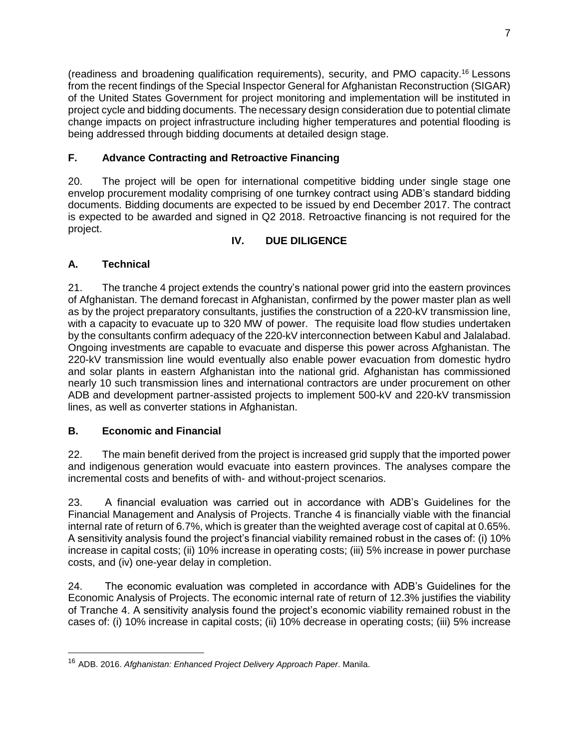(readiness and broadening qualification requirements), security, and PMO capacity.[16] Lessons from the recent findings of the Special Inspector General for Afghanistan Reconstruction (SIGAR) of the United States Government for project monitoring and implementation will be instituted in project cycle and bidding documents. The necessary design consideration due to potential climate change impacts on project infrastructure including higher temperatures and potential flooding is being addressed through bidding documents at detailed design stage.

### F. Advance Contracting and Retroactive Financing

20. The project will be open for international competitive bidding under single stage one envelop procurement modality comprising of one turnkey contract using ADB's standard bidding documents. Bidding documents are expected to be issued by end December 2017. The contract is expected to be awarded and signed in Q2 2018. Retroactive financing is not required for the project.

## IV. DUE DILIGENCE

### A. Technical

21. The tranche 4 project extends the country's national power grid into the eastern provinces of Afghanistan. The demand forecast in Afghanistan, confirmed by the power master plan as well as by the project preparatory consultants, justifies the construction of a 220-kV transmission line, with a capacity to evacuate up to 320 MW of power. The requisite load flow studies undertaken by the consultants confirm adequacy of the 220-kV interconnection between Kabul and Jalalabad. Ongoing investments are capable to evacuate and disperse this power across Afghanistan. The 220-kV transmission line would eventually also enable power evacuation from domestic hydro and solar plants in eastern Afghanistan into the national grid. Afghanistan has commissioned nearly 10 such transmission lines and international contractors are under procurement on other ADB and development partner-assisted projects to implement 500-kV and 220-kV transmission lines, as well as converter stations in Afghanistan.

### B. Economic and Financial

22. The main benefit derived from the project is increased grid supply that the imported power and indigenous generation would evacuate into eastern provinces. The analyses compare the incremental costs and benefits of with- and without-project scenarios.

23. A financial evaluation was carried out in accordance with ADB's Guidelines for the Financial Management and Analysis of Projects. Tranche 4 is financially viable with the financial internal rate of return of 6.7%, which is greater than the weighted average cost of capital at 0.65%. A sensitivity analysis found the project's financial viability remained robust in the cases of: (i) 10% increase in capital costs; (ii) 10% increase in operating costs; (iii) 5% increase in power purchase costs, and (iv) one-year delay in completion.

24. The economic evaluation was completed in accordance with ADB's Guidelines for the Economic Analysis of Projects. The economic internal rate of return of 12.3% justifies the viability of Tranche 4. A sensitivity analysis found the project's economic viability remained robust in the cases of: (i) 10% increase in capital costs; (ii) 10% decrease in operating costs; (iii) 5% increase

[16] ADB. 2016. *Afghanistan: Enhanced Project Delivery Approach Paper*. Manila.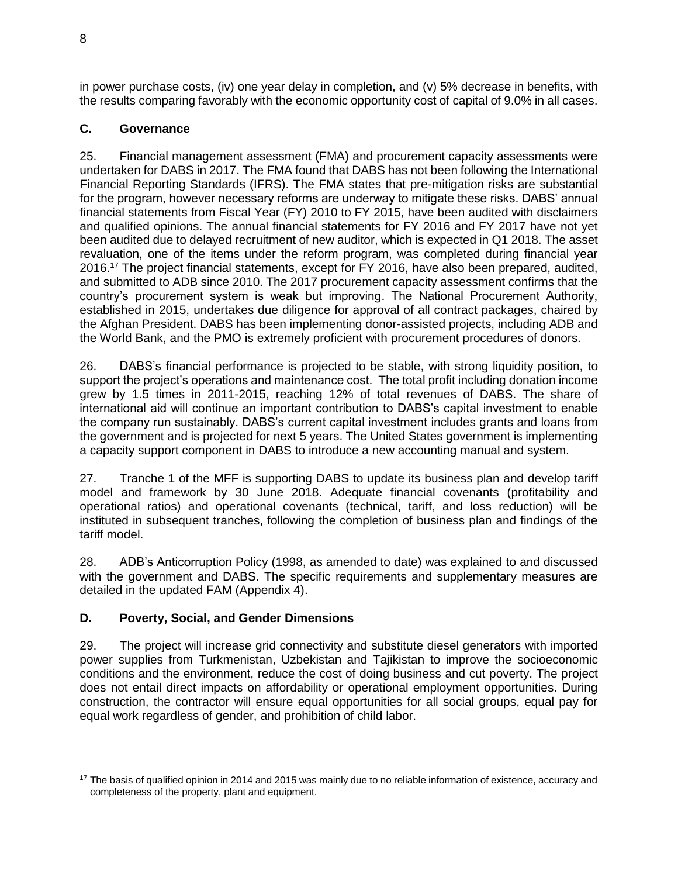in power purchase costs, (iv) one year delay in completion, and (v) 5% decrease in benefits, with the results comparing favorably with the economic opportunity cost of capital of 9.0% in all cases.

## C. Governance

25. Financial management assessment (FMA) and procurement capacity assessments were undertaken for DABS in 2017. The FMA found that DABS has not been following the International Financial Reporting Standards (IFRS). The FMA states that pre-mitigation risks are substantial for the program, however necessary reforms are underway to mitigate these risks. DABS' annual financial statements from Fiscal Year (FY) 2010 to FY 2015, have been audited with disclaimers and qualified opinions. The annual financial statements for FY 2016 and FY 2017 have not yet been audited due to delayed recruitment of new auditor, which is expected in Q1 2018. The asset revaluation, one of the items under the reform program, was completed during financial year 2016.[17] The project financial statements, except for FY 2016, have also been prepared, audited, and submitted to ADB since 2010. The 2017 procurement capacity assessment confirms that the country's procurement system is weak but improving. The National Procurement Authority, established in 2015, undertakes due diligence for approval of all contract packages, chaired by the Afghan President. DABS has been implementing donor-assisted projects, including ADB and the World Bank, and the PMO is extremely proficient with procurement procedures of donors.

26. DABS's financial performance is projected to be stable, with strong liquidity position, to support the project's operations and maintenance cost. The total profit including donation income grew by 1.5 times in 2011-2015, reaching 12% of total revenues of DABS. The share of international aid will continue an important contribution to DABS's capital investment to enable the company run sustainably. DABS's current capital investment includes grants and loans from the government and is projected for next 5 years. The United States government is implementing a capacity support component in DABS to introduce a new accounting manual and system.

27. Tranche 1 of the MFF is supporting DABS to update its business plan and develop tariff model and framework by 30 June 2018. Adequate financial covenants (profitability and operational ratios) and operational covenants (technical, tariff, and loss reduction) will be instituted in subsequent tranches, following the completion of business plan and findings of the tariff model.

28. ADB's Anticorruption Policy (1998, as amended to date) was explained to and discussed with the government and DABS. The specific requirements and supplementary measures are detailed in the updated FAM (Appendix 4).

## D. Poverty, Social, and Gender Dimensions

29. The project will increase grid connectivity and substitute diesel generators with imported power supplies from Turkmenistan, Uzbekistan and Tajikistan to improve the socioeconomic conditions and the environment, reduce the cost of doing business and cut poverty. The project does not entail direct impacts on affordability or operational employment opportunities. During construction, the contractor will ensure equal opportunities for all social groups, equal pay for equal work regardless of gender, and prohibition of child labor.

[17] The basis of qualified opinion in 2014 and 2015 was mainly due to no reliable information of existence, accuracy and completeness of the property, plant and equipment.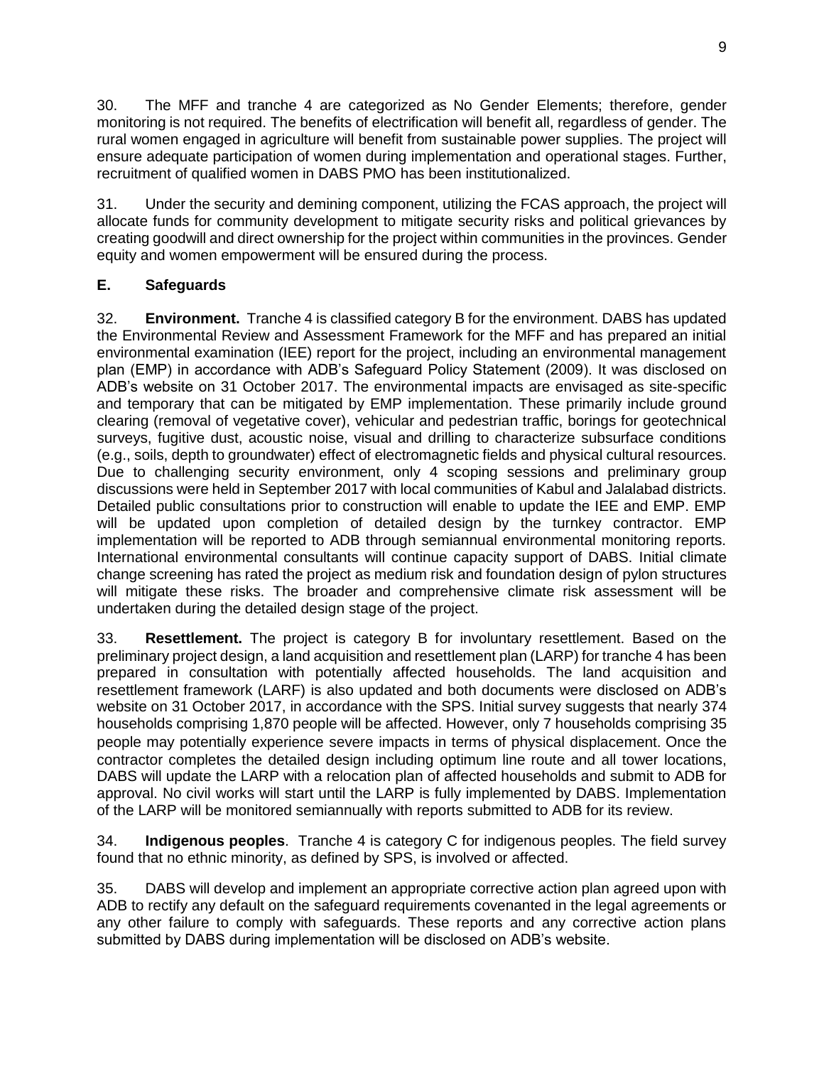30. The MFF and tranche 4 are categorized as No Gender Elements; therefore, gender monitoring is not required. The benefits of electrification will benefit all, regardless of gender. The rural women engaged in agriculture will benefit from sustainable power supplies. The project will ensure adequate participation of women during implementation and operational stages. Further, recruitment of qualified women in DABS PMO has been institutionalized.

31. Under the security and demining component, utilizing the FCAS approach, the project will allocate funds for community development to mitigate security risks and political grievances by creating goodwill and direct ownership for the project within communities in the provinces. Gender equity and women empowerment will be ensured during the process.

### E. Safeguards

32. **Environment.** Tranche 4 is classified category B for the environment. DABS has updated the Environmental Review and Assessment Framework for the MFF and has prepared an initial environmental examination (IEE) report for the project, including an environmental management plan (EMP) in accordance with ADB's Safeguard Policy Statement (2009). It was disclosed on ADB's website on 31 October 2017. The environmental impacts are envisaged as site-specific and temporary that can be mitigated by EMP implementation. These primarily include ground clearing (removal of vegetative cover), vehicular and pedestrian traffic, borings for geotechnical surveys, fugitive dust, acoustic noise, visual and drilling to characterize subsurface conditions (e.g., soils, depth to groundwater) effect of electromagnetic fields and physical cultural resources. Due to challenging security environment, only 4 scoping sessions and preliminary group discussions were held in September 2017 with local communities of Kabul and Jalalabad districts. Detailed public consultations prior to construction will enable to update the IEE and EMP. EMP will be updated upon completion of detailed design by the turnkey contractor. EMP implementation will be reported to ADB through semiannual environmental monitoring reports. International environmental consultants will continue capacity support of DABS. Initial climate change screening has rated the project as medium risk and foundation design of pylon structures will mitigate these risks. The broader and comprehensive climate risk assessment will be undertaken during the detailed design stage of the project.

33. **Resettlement.** The project is category B for involuntary resettlement. Based on the preliminary project design, a land acquisition and resettlement plan (LARP) for tranche 4 has been prepared in consultation with potentially affected households. The land acquisition and resettlement framework (LARF) is also updated and both documents were disclosed on ADB's website on 31 October 2017, in accordance with the SPS. Initial survey suggests that nearly 374 households comprising 1,870 people will be affected. However, only 7 households comprising 35 people may potentially experience severe impacts in terms of physical displacement. Once the contractor completes the detailed design including optimum line route and all tower locations, DABS will update the LARP with a relocation plan of affected households and submit to ADB for approval. No civil works will start until the LARP is fully implemented by DABS. Implementation of the LARP will be monitored semiannually with reports submitted to ADB for its review.

34. **Indigenous peoples**. Tranche 4 is category C for indigenous peoples. The field survey found that no ethnic minority, as defined by SPS, is involved or affected.

35. DABS will develop and implement an appropriate corrective action plan agreed upon with ADB to rectify any default on the safeguard requirements covenanted in the legal agreements or any other failure to comply with safeguards. These reports and any corrective action plans submitted by DABS during implementation will be disclosed on ADB's website.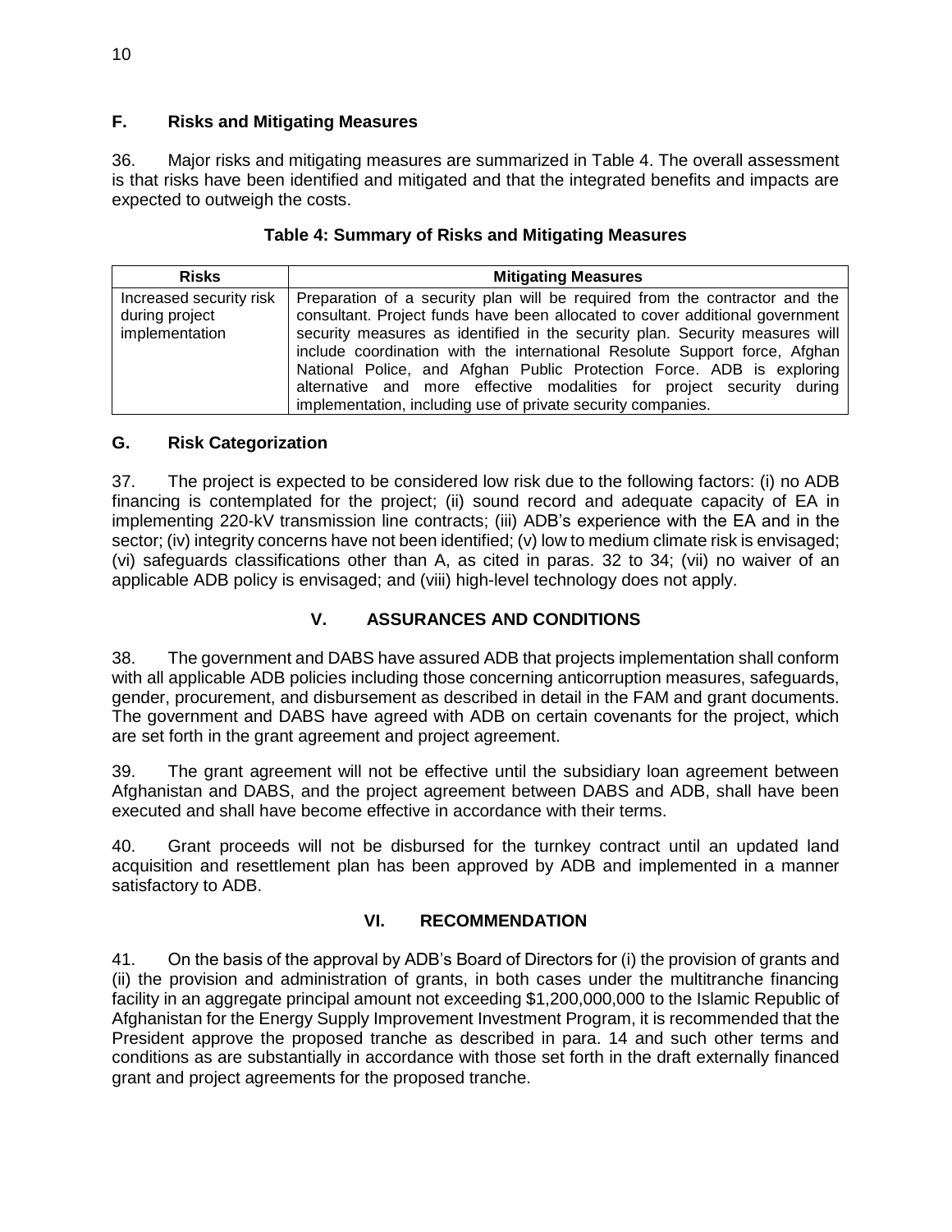### F. Risks and Mitigating Measures

36. Major risks and mitigating measures are summarized in Table 4. The overall assessment is that risks have been identified and mitigated and that the integrated benefits and impacts are expected to outweigh the costs.

**Table 4: Summary of Risks and Mitigating Measures**

| Risks | Mitigating Measures |
|---|---|
| Increased security risk during project implementation | Preparation of a security plan will be required from the contractor and the consultant. Project funds have been allocated to cover additional government security measures as identified in the security plan. Security measures will include coordination with the international Resolute Support force, Afghan National Police, and Afghan Public Protection Force. ADB is exploring alternative and more effective modalities for project security during implementation, including use of private security companies. |

### G. Risk Categorization

37. The project is expected to be considered low risk due to the following factors: (i) no ADB financing is contemplated for the project; (ii) sound record and adequate capacity of EA in implementing 220-kV transmission line contracts; (iii) ADB's experience with the EA and in the sector; (iv) integrity concerns have not been identified; (v) low to medium climate risk is envisaged; (vi) safeguards classifications other than A, as cited in paras. 32 to 34; (vii) no waiver of an applicable ADB policy is envisaged; and (viii) high-level technology does not apply.

## V. ASSURANCES AND CONDITIONS

38. The government and DABS have assured ADB that projects implementation shall conform with all applicable ADB policies including those concerning anticorruption measures, safeguards, gender, procurement, and disbursement as described in detail in the FAM and grant documents. The government and DABS have agreed with ADB on certain covenants for the project, which are set forth in the grant agreement and project agreement.

39. The grant agreement will not be effective until the subsidiary loan agreement between Afghanistan and DABS, and the project agreement between DABS and ADB, shall have been executed and shall have become effective in accordance with their terms.

40. Grant proceeds will not be disbursed for the turnkey contract until an updated land acquisition and resettlement plan has been approved by ADB and implemented in a manner satisfactory to ADB.

## VI. RECOMMENDATION

41. On the basis of the approval by ADB's Board of Directors for (i) the provision of grants and (ii) the provision and administration of grants, in both cases under the multitranche financing facility in an aggregate principal amount not exceeding $1,200,000,000 to the Islamic Republic of Afghanistan for the Energy Supply Improvement Investment Program, it is recommended that the President approve the proposed tranche as described in para. 14 and such other terms and conditions as are substantially in accordance with those set forth in the draft externally financed grant and project agreements for the proposed tranche.